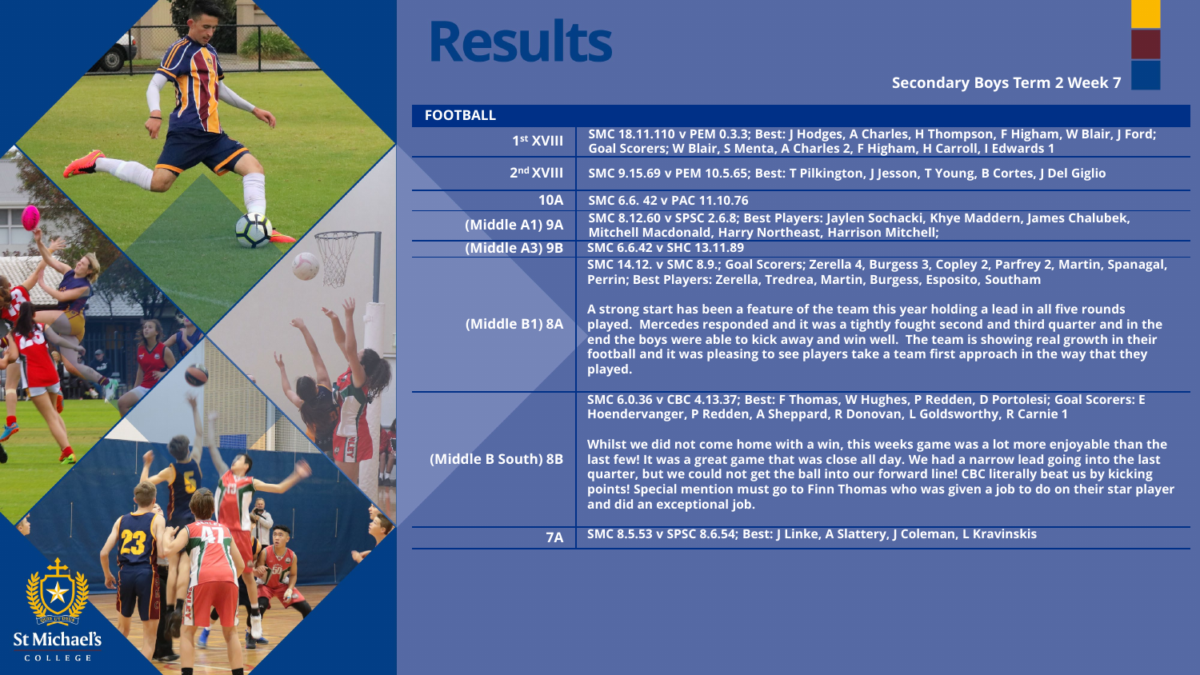# Results

**Secondary Boys Term 2 Week 7**

| FOOTBALL | |
|---|---|
| 1st XVIII | SMC 18.11.110 v PEM 0.3.3; Best: J Hodges, A Charles, H Thompson, F Higham, W Blair, J Ford; Goal Scorers; W Blair, S Menta, A Charles 2, F Higham, H Carroll, I Edwards 1 |
| 2nd XVIII | SMC 9.15.69 v PEM 10.5.65; Best: T Pilkington, J Jesson, T Young, B Cortes, J Del Giglio |
| 10A | SMC 6.6. 42 v PAC 11.10.76 |
| (Middle A1) 9A | SMC 8.12.60 v SPSC 2.6.8; Best Players: Jaylen Sochacki, Khye Maddern, James Chalubek, Mitchell Macdonald, Harry Northeast, Harrison Mitchell; |
| (Middle A3) 9B | SMC 6.6.42 v SHC 13.11.89 |
| (Middle B1) 8A | SMC 14.12. v SMC 8.9.; Goal Scorers; Zerella 4, Burgess 3, Copley 2, Parfrey 2, Martin, Spanagal, Perrin; Best Players: Zerella, Tredrea, Martin, Burgess, Esposito, Southam<br><br>A strong start has been a feature of the team this year holding a lead in all five rounds played. Mercedes responded and it was a tightly fought second and third quarter and in the end the boys were able to kick away and win well. The team is showing real growth in their football and it was pleasing to see players take a team first approach in the way that they played. |
| (Middle B South) 8B | SMC 6.0.36 v CBC 4.13.37; Best: F Thomas, W Hughes, P Redden, D Portolesi; Goal Scorers: E Hoendervanger, P Redden, A Sheppard, R Donovan, L Goldsworthy, R Carnie 1<br><br>Whilst we did not come home with a win, this weeks game was a lot more enjoyable than the last few! It was a great game that was close all day. We had a narrow lead going into the last quarter, but we could not get the ball into our forward line! CBC literally beat us by kicking points! Special mention must go to Finn Thomas who was given a job to do on their star player and did an exceptional job. |
| 7A | SMC 8.5.53 v SPSC 8.6.54; Best: J Linke, A Slattery, J Coleman, L Kravinskis |

St Michael's COLLEGE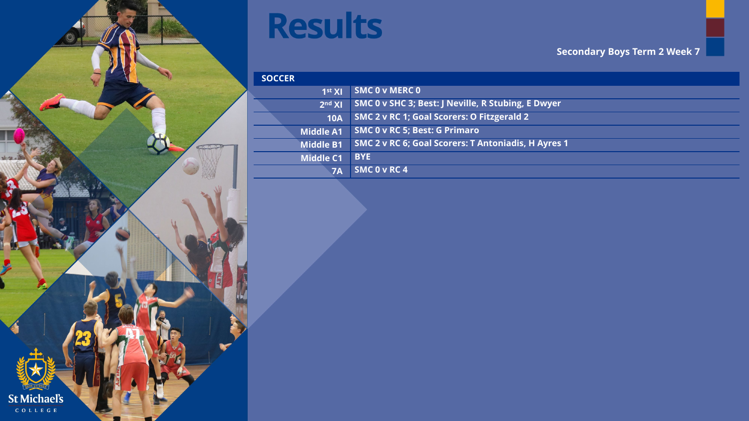# Results

**Secondary Boys Term 2 Week 7**

| SOCCER | |
|---|---|
| 1st XI | SMC 0 v MERC 0 |
| 2nd XI | SMC 0 v SHC 3; Best: J Neville, R Stubing, E Dwyer |
| 10A | SMC 2 v RC 1; Goal Scorers: O Fitzgerald 2 |
| Middle A1 | SMC 0 v RC 5; Best: G Primaro |
| Middle B1 | SMC 2 v RC 6; Goal Scorers: T Antoniadis, H Ayres 1 |
| Middle C1 | BYE |
| 7A | SMC 0 v RC 4 |

St Michael's College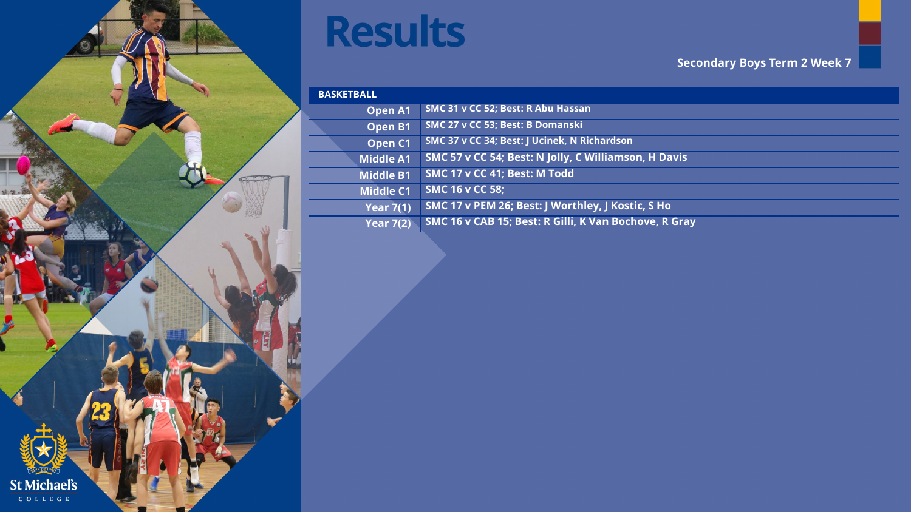# Results

**Secondary Boys Term 2 Week 7**

| BASKETBALL | |
|---|---|
| Open A1 | SMC 31 v CC 52; Best: R Abu Hassan |
| Open B1 | SMC 27 v CC 53; Best: B Domanski |
| Open C1 | SMC 37 v CC 34; Best: J Ucinek, N Richardson |
| Middle A1 | SMC 57 v CC 54; Best: N Jolly, C Williamson, H Davis |
| Middle B1 | SMC 17 v CC 41; Best: M Todd |
| Middle C1 | SMC 16 v CC 58; |
| Year 7(1) | SMC 17 v PEM 26; Best: J Worthley, J Kostic, S Ho |
| Year 7(2) | SMC 16 v CAB 15; Best: R Gilli, K Van Bochove, R Gray |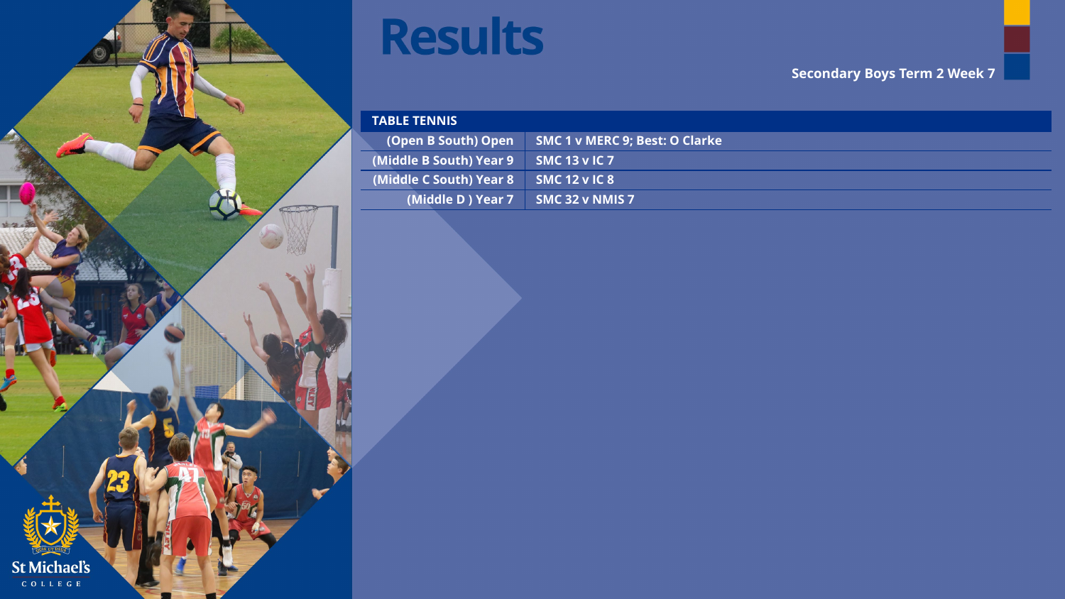# Results

**Secondary Boys Term 2 Week 7**

| TABLE TENNIS | |
|---|---|
| (Open B South) Open | SMC 1 v MERC 9; Best: O Clarke |
| (Middle B South) Year 9 | SMC 13 v IC 7 |
| (Middle C South) Year 8 | SMC 12 v IC 8 |
| (Middle D ) Year 7 | SMC 32 v NMIS 7 |

St Michael's
COLLEGE